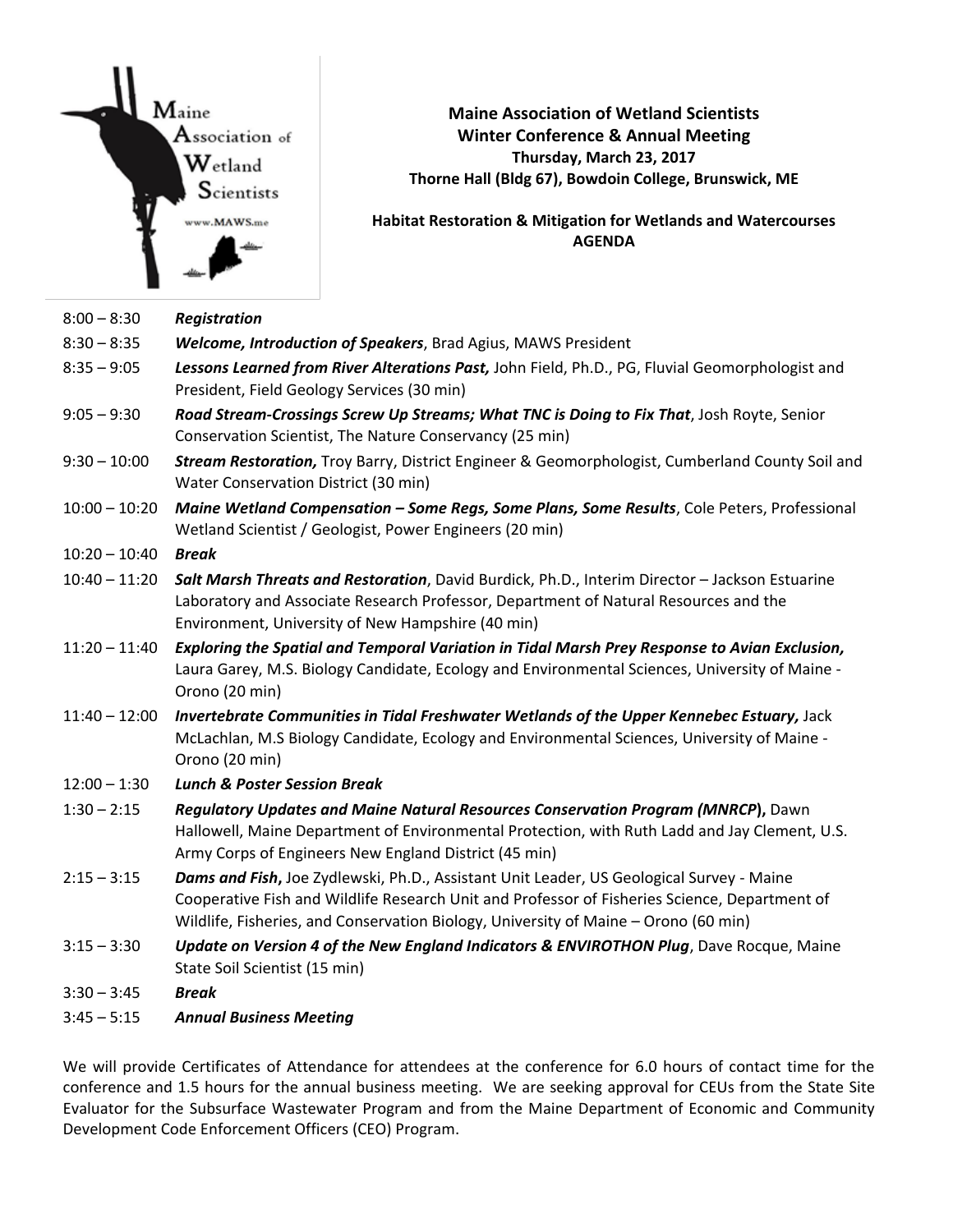Maine Association of Wetland Scientists
www.MAWS.me

**Maine Association of Wetland Scientists**
**Winter Conference & Annual Meeting**
**Thursday, March 23, 2017**
**Thorne Hall (Bldg 67), Bowdoin College, Brunswick, ME**

**Habitat Restoration & Mitigation for Wetlands and Watercourses**
**AGENDA**

| | |
|---|---|
| 8:00 – 8:30 | ***Registration*** |
| 8:30 – 8:35 | ***Welcome, Introduction of Speakers***, Brad Agius, MAWS President |
| 8:35 – 9:05 | ***Lessons Learned from River Alterations Past,*** John Field, Ph.D., PG, Fluvial Geomorphologist and President, Field Geology Services (30 min) |
| 9:05 – 9:30 | ***Road Stream-Crossings Screw Up Streams; What TNC is Doing to Fix That***, Josh Royte, Senior Conservation Scientist, The Nature Conservancy (25 min) |
| 9:30 – 10:00 | ***Stream Restoration,*** Troy Barry, District Engineer & Geomorphologist, Cumberland County Soil and Water Conservation District (30 min) |
| 10:00 – 10:20 | ***Maine Wetland Compensation – Some Regs, Some Plans, Some Results***, Cole Peters, Professional Wetland Scientist / Geologist, Power Engineers (20 min) |
| 10:20 – 10:40 | ***Break*** |
| 10:40 – 11:20 | ***Salt Marsh Threats and Restoration***, David Burdick, Ph.D., Interim Director – Jackson Estuarine Laboratory and Associate Research Professor, Department of Natural Resources and the Environment, University of New Hampshire (40 min) |
| 11:20 – 11:40 | ***Exploring the Spatial and Temporal Variation in Tidal Marsh Prey Response to Avian Exclusion,*** Laura Garey, M.S. Biology Candidate, Ecology and Environmental Sciences, University of Maine - Orono (20 min) |
| 11:40 – 12:00 | ***Invertebrate Communities in Tidal Freshwater Wetlands of the Upper Kennebec Estuary,*** Jack McLachlan, M.S Biology Candidate, Ecology and Environmental Sciences, University of Maine - Orono (20 min) |
| 12:00 – 1:30 | ***Lunch & Poster Session Break*** |
| 1:30 – 2:15 | ***Regulatory Updates and Maine Natural Resources Conservation Program (MNRCP*)**, Dawn Hallowell, Maine Department of Environmental Protection, with Ruth Ladd and Jay Clement, U.S. Army Corps of Engineers New England District (45 min) |
| 2:15 – 3:15 | ***Dams and Fish*,** Joe Zydlewski, Ph.D., Assistant Unit Leader, US Geological Survey - Maine Cooperative Fish and Wildlife Research Unit and Professor of Fisheries Science, Department of Wildlife, Fisheries, and Conservation Biology, University of Maine – Orono (60 min) |
| 3:15 – 3:30 | ***Update on Version 4 of the New England Indicators & ENVIROTHON Plug***, Dave Rocque, Maine State Soil Scientist (15 min) |
| 3:30 – 3:45 | ***Break*** |
| 3:45 – 5:15 | ***Annual Business Meeting*** |

We will provide Certificates of Attendance for attendees at the conference for 6.0 hours of contact time for the conference and 1.5 hours for the annual business meeting. We are seeking approval for CEUs from the State Site Evaluator for the Subsurface Wastewater Program and from the Maine Department of Economic and Community Development Code Enforcement Officers (CEO) Program.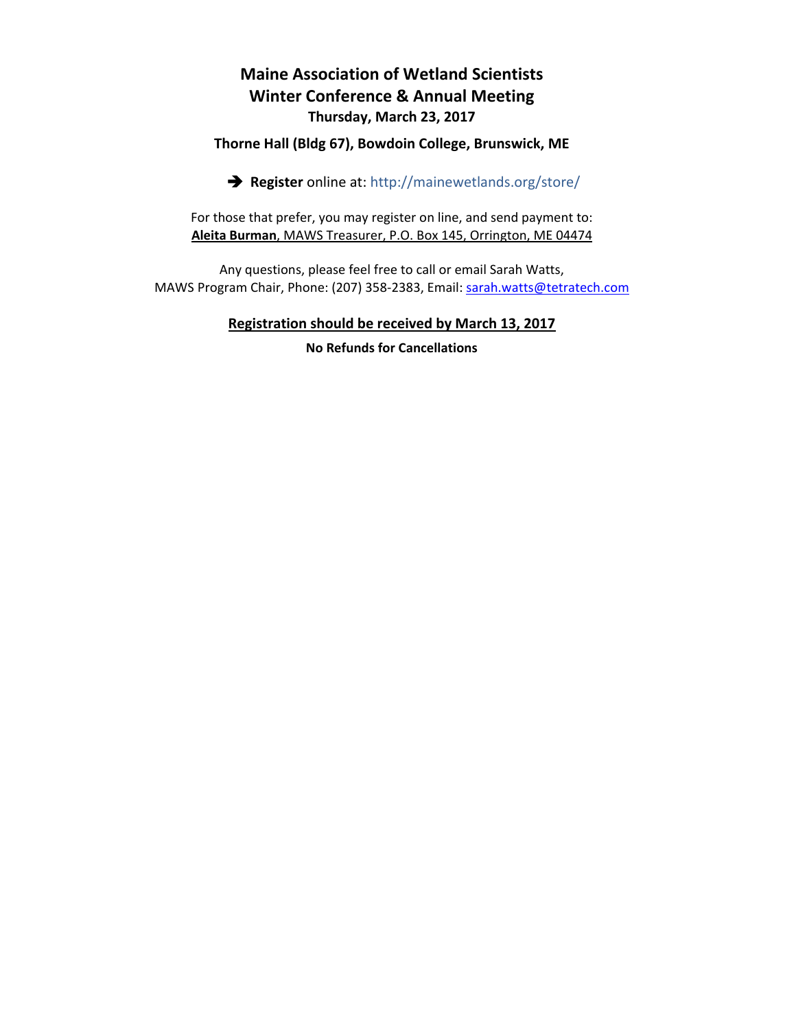# Maine Association of Wetland Scientists
# Winter Conference & Annual Meeting
### Thursday, March 23, 2017

**Thorne Hall (Bldg 67), Bowdoin College, Brunswick, ME**

➔ **Register** online at: http://mainewetlands.org/store/

For those that prefer, you may register on line, and send payment to:
**Aleita Burman**, MAWS Treasurer, P.O. Box 145, Orrington, ME 04474

Any questions, please feel free to call or email Sarah Watts,
MAWS Program Chair, Phone: (207) 358-2383, Email: sarah.watts@tetratech.com

**Registration should be received by March 13, 2017**

**No Refunds for Cancellations**